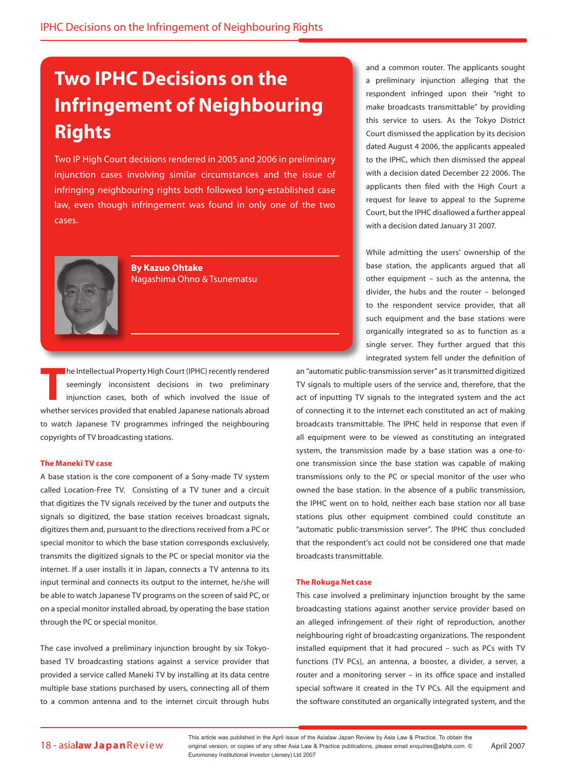# Two IPHC Decisions on the Infringement of Neighbouring Rights

Two IP High Court decisions rendered in 2005 and 2006 in preliminary injunction cases involving similar circumstances and the issue of infringing neighbouring rights both followed long-established case law, even though infringement was found in only one of the two cases.

**By Kazuo Ohtake**
Nagashima Ohno & Tsunematsu

The Intellectual Property High Court (IPHC) recently rendered seemingly inconsistent decisions in two preliminary injunction cases, both of which involved the issue of whether services provided that enabled Japanese nationals abroad to watch Japanese TV programmes infringed the neighbouring copyrights of TV broadcasting stations.

### The Maneki TV case

A base station is the core component of a Sony-made TV system called Location-Free TV. Consisting of a TV tuner and a circuit that digitizes the TV signals received by the tuner and outputs the signals so digitized, the base station receives broadcast signals, digitizes them and, pursuant to the directions received from a PC or special monitor to which the base station corresponds exclusively, transmits the digitized signals to the PC or special monitor via the internet. If a user installs it in Japan, connects a TV antenna to its input terminal and connects its output to the internet, he/she will be able to watch Japanese TV programs on the screen of said PC, or on a special monitor installed abroad, by operating the base station through the PC or special monitor.

The case involved a preliminary injunction brought by six Tokyo-based TV broadcasting stations against a service provider that provided a service called Maneki TV by installing at its data centre multiple base stations purchased by users, connecting all of them to a common antenna and to the internet circuit through hubs and a common router. The applicants sought a preliminary injunction alleging that the respondent infringed upon their "right to make broadcasts transmittable" by providing this service to users. As the Tokyo District Court dismissed the application by its decision dated August 4 2006, the applicants appealed to the IPHC, which then dismissed the appeal with a decision dated December 22 2006. The applicants then filed with the High Court a request for leave to appeal to the Supreme Court, but the IPHC disallowed a further appeal with a decision dated January 31 2007.

While admitting the users' ownership of the base station, the applicants argued that all other equipment – such as the antenna, the divider, the hubs and the router – belonged to the respondent service provider, that all such equipment and the base stations were organically integrated so as to function as a single server. They further argued that this integrated system fell under the definition of an "automatic public-transmission server" as it transmitted digitized TV signals to multiple users of the service and, therefore, that the act of inputting TV signals to the integrated system and the act of connecting it to the internet each constituted an act of making broadcasts transmittable. The IPHC held in response that even if all equipment were to be viewed as constituting an integrated system, the transmission made by a base station was a one-to-one transmission since the base station was capable of making transmissions only to the PC or special monitor of the user who owned the base station. In the absence of a public transmission, the IPHC went on to hold, neither each base station nor all base stations plus other equipment combined could constitute an "automatic public-transmission server". The IPHC thus concluded that the respondent's act could not be considered one that made broadcasts transmittable.

### The Rokuga Net case

This case involved a preliminary injunction brought by the same broadcasting stations against another service provider based on an alleged infringement of their right of reproduction, another neighbouring right of broadcasting organizations. The respondent installed equipment that it had procured – such as PCs with TV functions (TV PCs), an antenna, a booster, a divider, a server, a router and a monitoring server – in its office space and installed special software it created in the TV PCs. All the equipment and the software constituted an organically integrated system, and the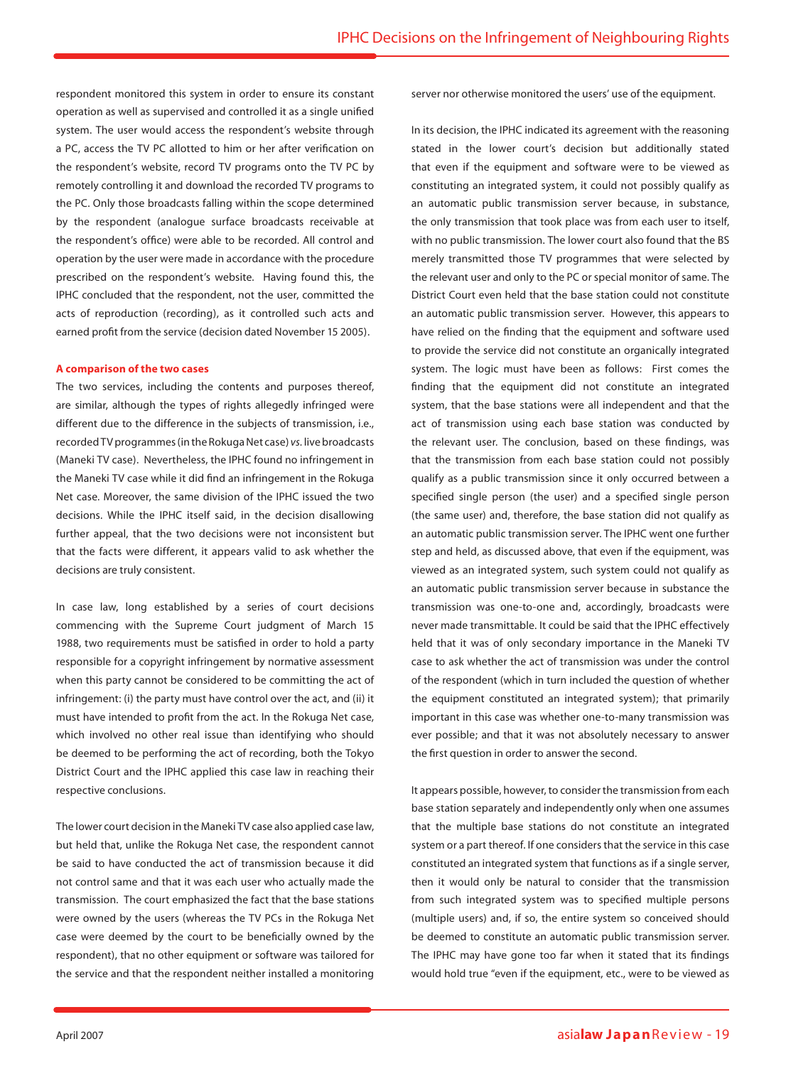respondent monitored this system in order to ensure its constant operation as well as supervised and controlled it as a single unified system. The user would access the respondent's website through a PC, access the TV PC allotted to him or her after verification on the respondent's website, record TV programs onto the TV PC by remotely controlling it and download the recorded TV programs to the PC. Only those broadcasts falling within the scope determined by the respondent (analogue surface broadcasts receivable at the respondent's office) were able to be recorded. All control and operation by the user were made in accordance with the procedure prescribed on the respondent's website. Having found this, the IPHC concluded that the respondent, not the user, committed the acts of reproduction (recording), as it controlled such acts and earned profit from the service (decision dated November 15 2005).

#### A comparison of the two cases

The two services, including the contents and purposes thereof, are similar, although the types of rights allegedly infringed were different due to the difference in the subjects of transmission, i.e., recorded TV programmes (in the Rokuga Net case) *vs.* live broadcasts (Maneki TV case). Nevertheless, the IPHC found no infringement in the Maneki TV case while it did find an infringement in the Rokuga Net case. Moreover, the same division of the IPHC issued the two decisions. While the IPHC itself said, in the decision disallowing further appeal, that the two decisions were not inconsistent but that the facts were different, it appears valid to ask whether the decisions are truly consistent.

In case law, long established by a series of court decisions commencing with the Supreme Court judgment of March 15 1988, two requirements must be satisfied in order to hold a party responsible for a copyright infringement by normative assessment when this party cannot be considered to be committing the act of infringement: (i) the party must have control over the act, and (ii) it must have intended to profit from the act. In the Rokuga Net case, which involved no other real issue than identifying who should be deemed to be performing the act of recording, both the Tokyo District Court and the IPHC applied this case law in reaching their respective conclusions.

The lower court decision in the Maneki TV case also applied case law, but held that, unlike the Rokuga Net case, the respondent cannot be said to have conducted the act of transmission because it did not control same and that it was each user who actually made the transmission. The court emphasized the fact that the base stations were owned by the users (whereas the TV PCs in the Rokuga Net case were deemed by the court to be beneficially owned by the respondent), that no other equipment or software was tailored for the service and that the respondent neither installed a monitoring server nor otherwise monitored the users' use of the equipment.

In its decision, the IPHC indicated its agreement with the reasoning stated in the lower court's decision but additionally stated that even if the equipment and software were to be viewed as constituting an integrated system, it could not possibly qualify as an automatic public transmission server because, in substance, the only transmission that took place was from each user to itself, with no public transmission. The lower court also found that the BS merely transmitted those TV programmes that were selected by the relevant user and only to the PC or special monitor of same. The District Court even held that the base station could not constitute an automatic public transmission server. However, this appears to have relied on the finding that the equipment and software used to provide the service did not constitute an organically integrated system. The logic must have been as follows: First comes the finding that the equipment did not constitute an integrated system, that the base stations were all independent and that the act of transmission using each base station was conducted by the relevant user. The conclusion, based on these findings, was that the transmission from each base station could not possibly qualify as a public transmission since it only occurred between a specified single person (the user) and a specified single person (the same user) and, therefore, the base station did not qualify as an automatic public transmission server. The IPHC went one further step and held, as discussed above, that even if the equipment, was viewed as an integrated system, such system could not qualify as an automatic public transmission server because in substance the transmission was one-to-one and, accordingly, broadcasts were never made transmittable. It could be said that the IPHC effectively held that it was of only secondary importance in the Maneki TV case to ask whether the act of transmission was under the control of the respondent (which in turn included the question of whether the equipment constituted an integrated system); that primarily important in this case was whether one-to-many transmission was ever possible; and that it was not absolutely necessary to answer the first question in order to answer the second.

It appears possible, however, to consider the transmission from each base station separately and independently only when one assumes that the multiple base stations do not constitute an integrated system or a part thereof. If one considers that the service in this case constituted an integrated system that functions as if a single server, then it would only be natural to consider that the transmission from such integrated system was to specified multiple persons (multiple users) and, if so, the entire system so conceived should be deemed to constitute an automatic public transmission server. The IPHC may have gone too far when it stated that its findings would hold true "even if the equipment, etc., were to be viewed as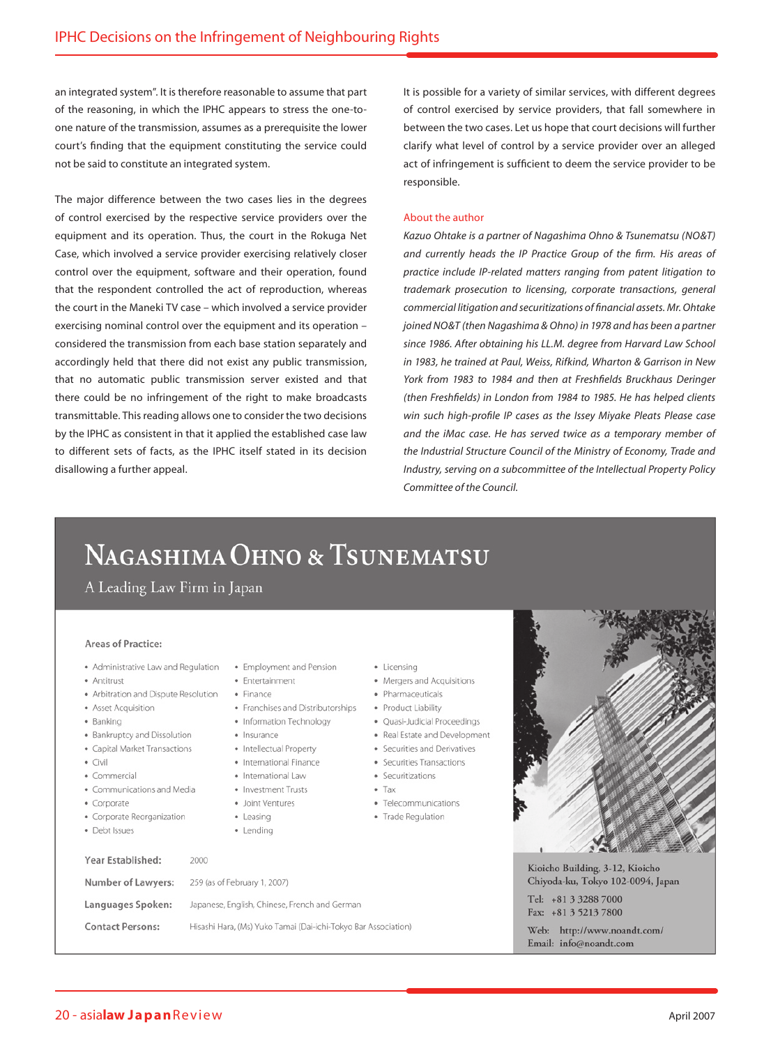an integrated system". It is therefore reasonable to assume that part of the reasoning, in which the IPHC appears to stress the one-to-one nature of the transmission, assumes as a prerequisite the lower court's finding that the equipment constituting the service could not be said to constitute an integrated system.

The major difference between the two cases lies in the degrees of control exercised by the respective service providers over the equipment and its operation. Thus, the court in the Rokuga Net Case, which involved a service provider exercising relatively closer control over the equipment, software and their operation, found that the respondent controlled the act of reproduction, whereas the court in the Maneki TV case – which involved a service provider exercising nominal control over the equipment and its operation – considered the transmission from each base station separately and accordingly held that there did not exist any public transmission, that no automatic public transmission server existed and that there could be no infringement of the right to make broadcasts transmittable. This reading allows one to consider the two decisions by the IPHC as consistent in that it applied the established case law to different sets of facts, as the IPHC itself stated in its decision disallowing a further appeal.

It is possible for a variety of similar services, with different degrees of control exercised by service providers, that fall somewhere in between the two cases. Let us hope that court decisions will further clarify what level of control by a service provider over an alleged act of infringement is sufficient to deem the service provider to be responsible.

### About the author

*Kazuo Ohtake is a partner of Nagashima Ohno & Tsunematsu (NO&T) and currently heads the IP Practice Group of the firm. His areas of practice include IP-related matters ranging from patent litigation to trademark prosecution to licensing, corporate transactions, general commercial litigation and securitizations of financial assets. Mr. Ohtake joined NO&T (then Nagashima & Ohno) in 1978 and has been a partner since 1986. After obtaining his LL.M. degree from Harvard Law School in 1983, he trained at Paul, Weiss, Rifkind, Wharton & Garrison in New York from 1983 to 1984 and then at Freshfields Bruckhaus Deringer (then Freshfields) in London from 1984 to 1985. He has helped clients win such high-profile IP cases as the Issey Miyake Pleats Please case and the iMac case. He has served twice as a temporary member of the Industrial Structure Council of the Ministry of Economy, Trade and Industry, serving on a subcommittee of the Intellectual Property Policy Committee of the Council.*

## NAGASHIMA OHNO & TSUNEMATSU

A Leading Law Firm in Japan

**Areas of Practice:**

- Administrative Law and Regulation
- Antitrust
- Arbitration and Dispute Resolution
- Asset Acquisition
- Banking
- Bankruptcy and Dissolution
- Capital Market Transactions
- Civil
- Commercial
- Communications and Media
- Corporate
- Corporate Reorganization
- Debt Issues
- Employment and Pension
- Entertainment
- Finance
- Franchises and Distributorships
- Information Technology
- Insurance
- Intellectual Property
- International Finance
- International Law
- Investment Trusts
- Joint Ventures
- Leasing
- Lending
- Licensing
- Mergers and Acquisitions
- Pharmaceuticals
- Product Liability
- Quasi-Judicial Proceedings
- Real Estate and Development
- Securities and Derivatives
- Securities Transactions
- Securitizations
- Tax
- Telecommunications
- Trade Regulation

**Year Established:** 2000

**Number of Lawyers:** 259 (as of February 1, 2007)

**Languages Spoken:** Japanese, English, Chinese, French and German

**Contact Persons:** Hisashi Hara, (Ms) Yuko Tamai (Dai-ichi-Tokyo Bar Association)

Kioicho Building, 3-12, Kioicho
Chiyoda-ku, Tokyo 102-0094, Japan

Tel: +81 3 3288 7000
Fax: +81 3 5213 7800

Web: http://www.noandt.com/
Email: info@noandt.com